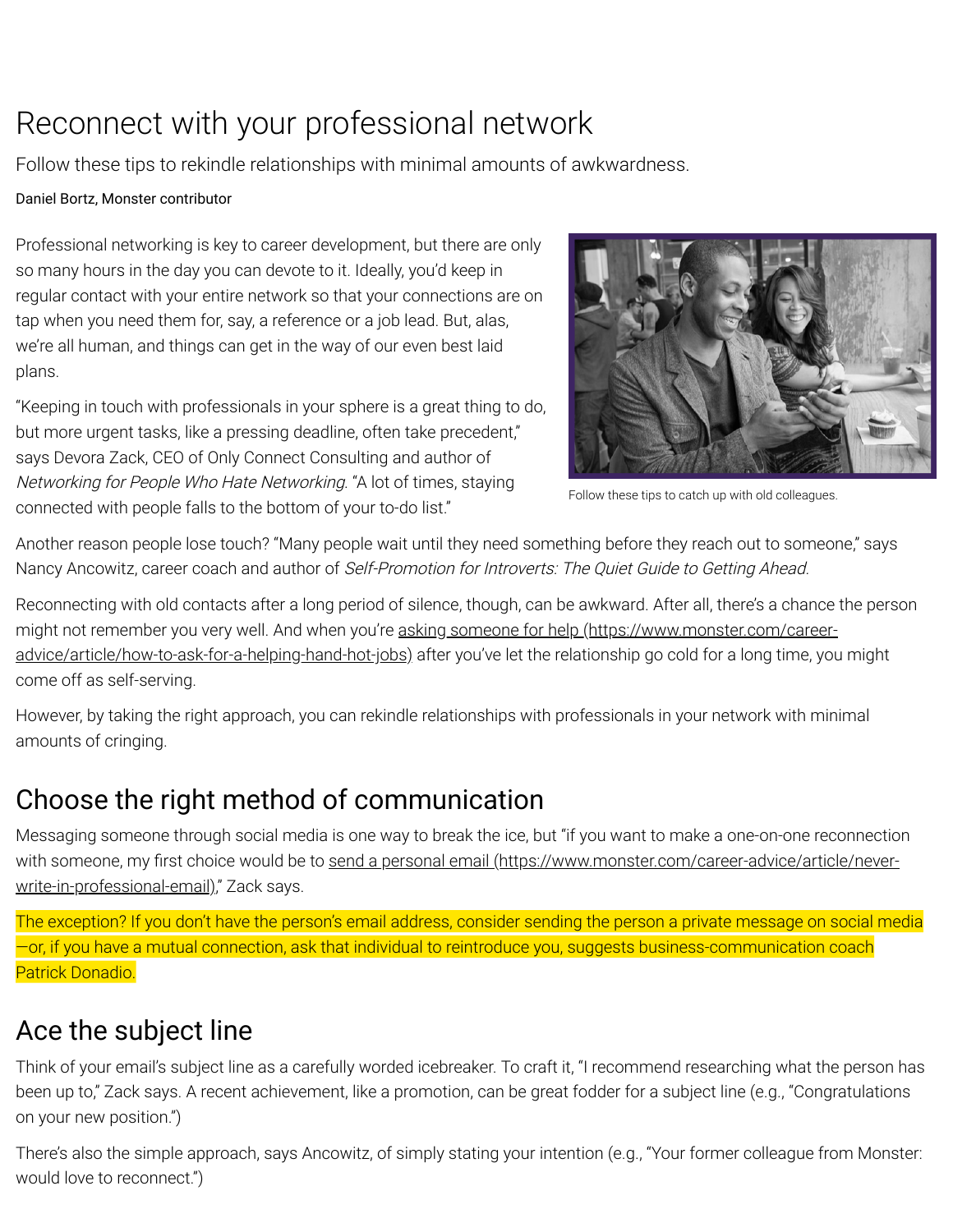# Reconnect with your professional network

Follow these tips to rekindle relationships with minimal amounts of awkwardness.

Daniel Bortz, Monster contributor

Professional networking is key to career development, but there are only so many hours in the day you can devote to it. Ideally, you'd keep in regular contact with your entire network so that your connections are on tap when you need them for, say, a reference or a job lead. But, alas, we're all human, and things can get in the way of our even best laid plans.

"Keeping in touch with professionals in your sphere is a great thing to do, but more urgent tasks, like a pressing deadline, often take precedent," says Devora Zack, CEO of Only Connect Consulting and author of *Networking for People Who Hate Networking*. "A lot of times, staying connected with people falls to the bottom of your to-do list."

Follow these tips to catch up with old colleagues.

Another reason people lose touch? "Many people wait until they need something before they reach out to someone," says Nancy Ancowitz, career coach and author of *Self-Promotion for Introverts: The Quiet Guide to Getting Ahead*.

Reconnecting with old contacts after a long period of silence, though, can be awkward. After all, there's a chance the person might not remember you very well. And when you're [asking someone for help (https://www.monster.com/career-advice/article/how-to-ask-for-a-helping-hand-hot-jobs)](https://www.monster.com/career-advice/article/how-to-ask-for-a-helping-hand-hot-jobs) after you've let the relationship go cold for a long time, you might come off as self-serving.

However, by taking the right approach, you can rekindle relationships with professionals in your network with minimal amounts of cringing.

## Choose the right method of communication

Messaging someone through social media is one way to break the ice, but "if you want to make a one-on-one reconnection with someone, my first choice would be to [send a personal email (https://www.monster.com/career-advice/article/never-write-in-professional-email)](https://www.monster.com/career-advice/article/never-write-in-professional-email)," Zack says.

The exception? If you don't have the person's email address, consider sending the person a private message on social media—or, if you have a mutual connection, ask that individual to reintroduce you, suggests business-communication coach Patrick Donadio.

## Ace the subject line

Think of your email's subject line as a carefully worded icebreaker. To craft it, "I recommend researching what the person has been up to," Zack says. A recent achievement, like a promotion, can be great fodder for a subject line (e.g., "Congratulations on your new position.")

There's also the simple approach, says Ancowitz, of simply stating your intention (e.g., "Your former colleague from Monster: would love to reconnect.")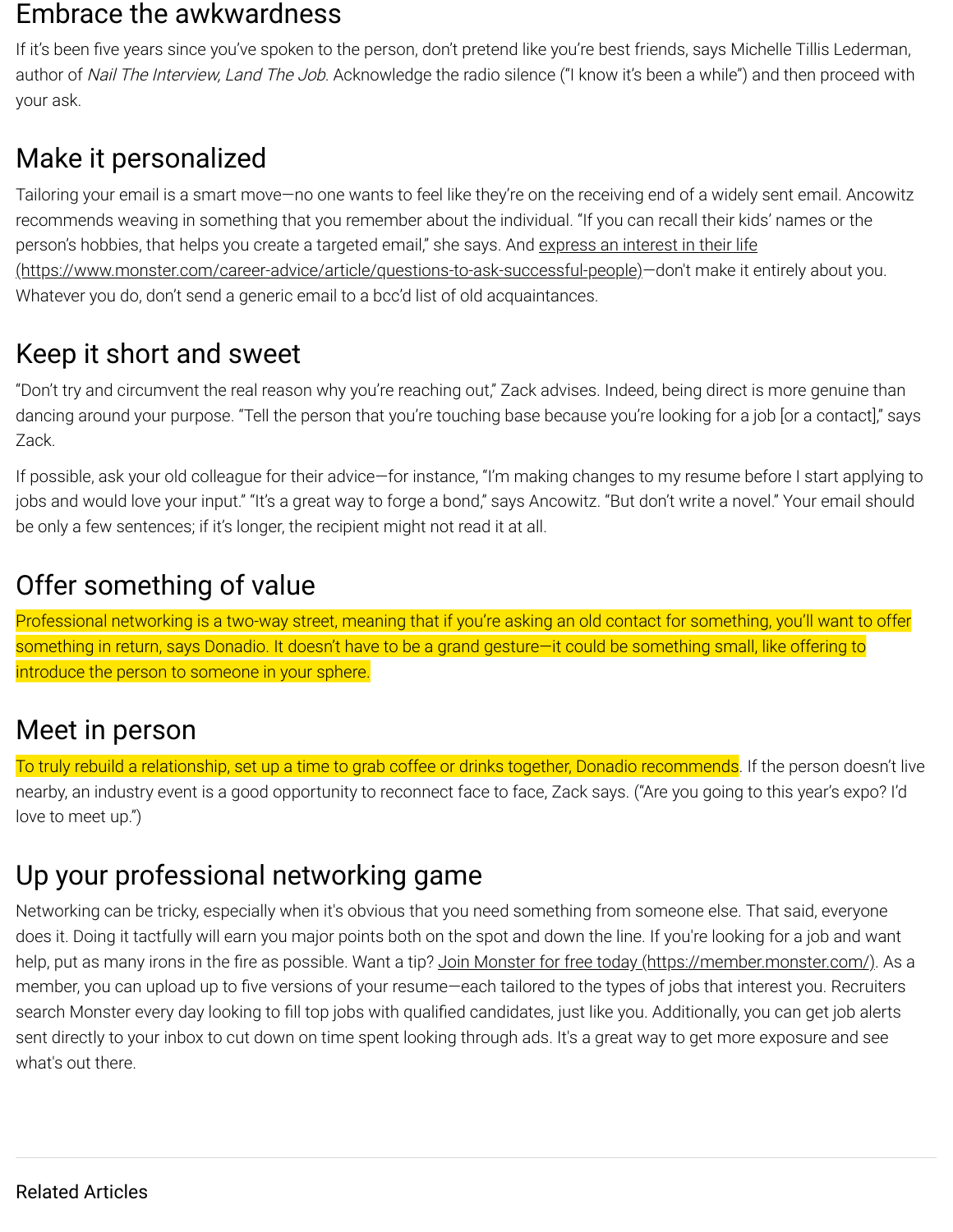## Embrace the awkwardness

If it's been five years since you've spoken to the person, don't pretend like you're best friends, says Michelle Tillis Lederman, author of *Nail The Interview, Land The Job*. Acknowledge the radio silence ("I know it's been a while") and then proceed with your ask.

## Make it personalized

Tailoring your email is a smart move—no one wants to feel like they're on the receiving end of a widely sent email. Ancowitz recommends weaving in something that you remember about the individual. "If you can recall their kids' names or the person's hobbies, that helps you create a targeted email," she says. And express an interest in their life (https://www.monster.com/career-advice/article/questions-to-ask-successful-people)—don't make it entirely about you. Whatever you do, don't send a generic email to a bcc'd list of old acquaintances.

## Keep it short and sweet

"Don't try and circumvent the real reason why you're reaching out," Zack advises. Indeed, being direct is more genuine than dancing around your purpose. "Tell the person that you're touching base because you're looking for a job [or a contact]," says Zack.

If possible, ask your old colleague for their advice—for instance, "I'm making changes to my resume before I start applying to jobs and would love your input." "It's a great way to forge a bond," says Ancowitz. "But don't write a novel." Your email should be only a few sentences; if it's longer, the recipient might not read it at all.

## Offer something of value

Professional networking is a two-way street, meaning that if you're asking an old contact for something, you'll want to offer something in return, says Donadio. It doesn't have to be a grand gesture—it could be something small, like offering to introduce the person to someone in your sphere.

## Meet in person

To truly rebuild a relationship, set up a time to grab coffee or drinks together, Donadio recommends. If the person doesn't live nearby, an industry event is a good opportunity to reconnect face to face, Zack says. ("Are you going to this year's expo? I'd love to meet up.")

## Up your professional networking game

Networking can be tricky, especially when it's obvious that you need something from someone else. That said, everyone does it. Doing it tactfully will earn you major points both on the spot and down the line. If you're looking for a job and want help, put as many irons in the fire as possible. Want a tip? Join Monster for free today (https://member.monster.com/). As a member, you can upload up to five versions of your resume—each tailored to the types of jobs that interest you. Recruiters search Monster every day looking to fill top jobs with qualified candidates, just like you. Additionally, you can get job alerts sent directly to your inbox to cut down on time spent looking through ads. It's a great way to get more exposure and see what's out there.

Related Articles